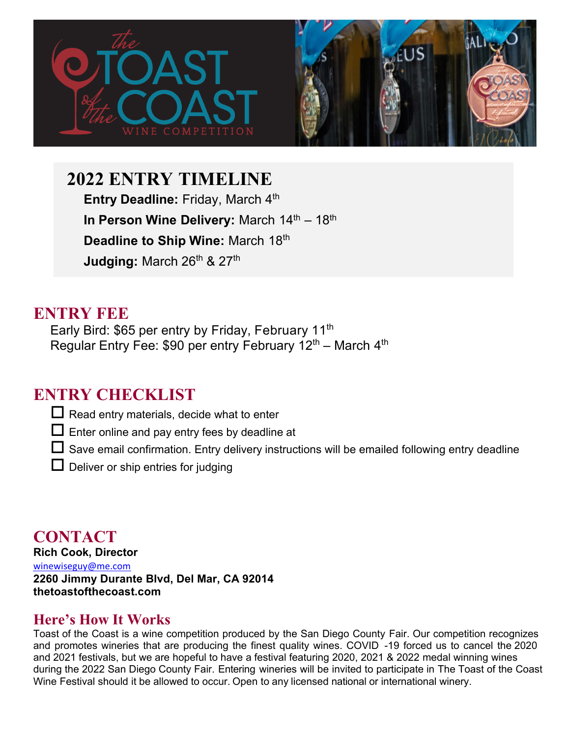# 2022 ENTRY TIMELINE

**Entry Deadline:** Friday, March 4th

**In Person Wine Delivery:** March 14th – 18th

**Deadline to Ship Wine:** March 18th

**Judging:** March 26th & 27th

## ENTRY FEE

Early Bird: $65 per entry by Friday, February 11th

Regular Entry Fee: $90 per entry February 12th – March 4th

## ENTRY CHECKLIST

- ☐ Read entry materials, decide what to enter
- ☐ Enter online and pay entry fees by deadline at
- ☐ Save email confirmation. Entry delivery instructions will be emailed following entry deadline
- ☐ Deliver or ship entries for judging

## CONTACT

**Rich Cook, Director**
winewiseguy@me.com
**2260 Jimmy Durante Blvd, Del Mar, CA 92014**
**thetoastofthecoast.com**

## Here's How It Works

Toast of the Coast is a wine competition produced by the San Diego County Fair. Our competition recognizes and promotes wineries that are producing the finest quality wines. COVID -19 forced us to cancel the 2020 and 2021 festivals, but we are hopeful to have a festival featuring 2020, 2021 & 2022 medal winning wines during the 2022 San Diego County Fair. Entering wineries will be invited to participate in The Toast of the Coast Wine Festival should it be allowed to occur. Open to any licensed national or international winery.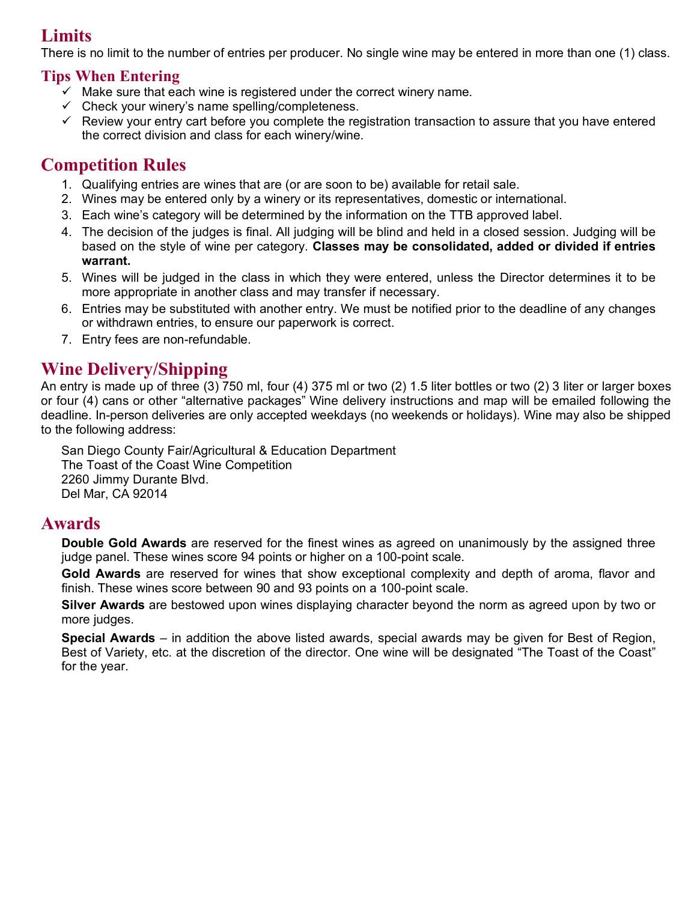## Limits

There is no limit to the number of entries per producer. No single wine may be entered in more than one (1) class.

### Tips When Entering

- ✓ Make sure that each wine is registered under the correct winery name.
- ✓ Check your winery's name spelling/completeness.
- ✓ Review your entry cart before you complete the registration transaction to assure that you have entered the correct division and class for each winery/wine.

## Competition Rules

1. Qualifying entries are wines that are (or are soon to be) available for retail sale.
2. Wines may be entered only by a winery or its representatives, domestic or international.
3. Each wine's category will be determined by the information on the TTB approved label.
4. The decision of the judges is final. All judging will be blind and held in a closed session. Judging will be based on the style of wine per category. **Classes may be consolidated, added or divided if entries warrant.**
5. Wines will be judged in the class in which they were entered, unless the Director determines it to be more appropriate in another class and may transfer if necessary.
6. Entries may be substituted with another entry. We must be notified prior to the deadline of any changes or withdrawn entries, to ensure our paperwork is correct.
7. Entry fees are non-refundable.

## Wine Delivery/Shipping

An entry is made up of three (3) 750 ml, four (4) 375 ml or two (2) 1.5 liter bottles or two (2) 3 liter or larger boxes or four (4) cans or other "alternative packages" Wine delivery instructions and map will be emailed following the deadline. In-person deliveries are only accepted weekdays (no weekends or holidays). Wine may also be shipped to the following address:

San Diego County Fair/Agricultural & Education Department
The Toast of the Coast Wine Competition
2260 Jimmy Durante Blvd.
Del Mar, CA 92014

## Awards

**Double Gold Awards** are reserved for the finest wines as agreed on unanimously by the assigned three judge panel. These wines score 94 points or higher on a 100-point scale.

**Gold Awards** are reserved for wines that show exceptional complexity and depth of aroma, flavor and finish. These wines score between 90 and 93 points on a 100-point scale.

**Silver Awards** are bestowed upon wines displaying character beyond the norm as agreed upon by two or more judges.

**Special Awards** – in addition the above listed awards, special awards may be given for Best of Region, Best of Variety, etc. at the discretion of the director. One wine will be designated "The Toast of the Coast" for the year.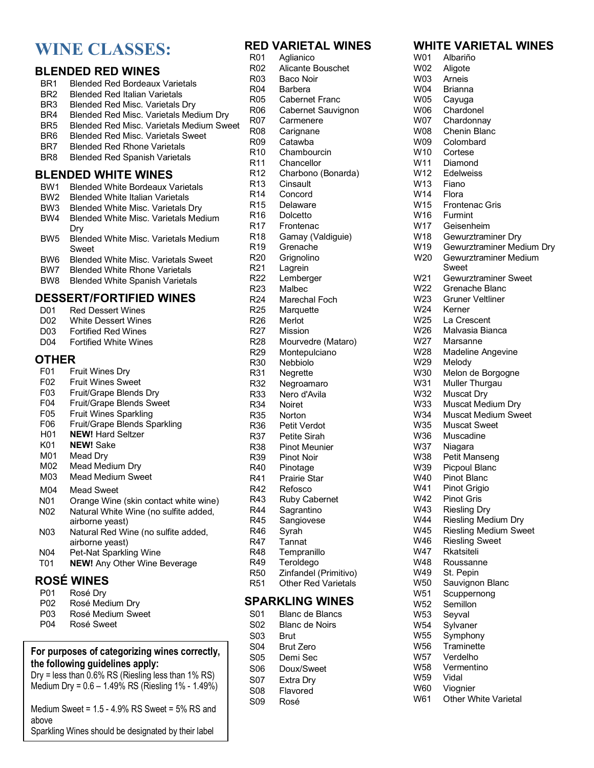# WINE CLASSES:

## BLENDED RED WINES

BR1 Blended Red Bordeaux Varietals
BR2 Blended Red Italian Varietals
BR3 Blended Red Misc. Varietals Dry
BR4 Blended Red Misc. Varietals Medium Dry
BR5 Blended Red Misc. Varietals Medium Sweet
BR6 Blended Red Misc. Varietals Sweet
BR7 Blended Red Rhone Varietals
BR8 Blended Red Spanish Varietals

## BLENDED WHITE WINES

BW1 Blended White Bordeaux Varietals
BW2 Blended White Italian Varietals
BW3 Blended White Misc. Varietals Dry
BW4 Blended White Misc. Varietals Medium Dry
BW5 Blended White Misc. Varietals Medium Sweet
BW6 Blended White Misc. Varietals Sweet
BW7 Blended White Rhone Varietals
BW8 Blended White Spanish Varietals

## DESSERT/FORTIFIED WINES

D01 Red Dessert Wines
D02 White Dessert Wines
D03 Fortified Red Wines
D04 Fortified White Wines

## OTHER

F01 Fruit Wines Dry
F02 Fruit Wines Sweet
F03 Fruit/Grape Blends Dry
F04 Fruit/Grape Blends Sweet
F05 Fruit Wines Sparkling
F06 Fruit/Grape Blends Sparkling
H01 **NEW!** Hard Seltzer
K01 **NEW!** Sake
M01 Mead Dry
M02 Mead Medium Dry
M03 Mead Medium Sweet
M04 Mead Sweet
N01 Orange Wine (skin contact white wine)
N02 Natural White Wine (no sulfite added, airborne yeast)
N03 Natural Red Wine (no sulfite added, airborne yeast)
N04 Pet-Nat Sparkling Wine
T01 **NEW!** Any Other Wine Beverage

## ROSÉ WINES

P01 Rosé Dry
P02 Rosé Medium Dry
P03 Rosé Medium Sweet
P04 Rosé Sweet

**For purposes of categorizing wines correctly, the following guidelines apply:**
Dry = less than 0.6% RS (Riesling less than 1% RS)
Medium Dry = 0.6 – 1.49% RS (Riesling 1% - 1.49%)

Medium Sweet = 1.5 - 4.9% RS Sweet = 5% RS and above
Sparkling Wines should be designated by their label

## RED VARIETAL WINES

R01 Aglianico
R02 Alicante Bouschet
R03 Baco Noir
R04 Barbera
R05 Cabernet Franc
R06 Cabernet Sauvignon
R07 Carmenere
R08 Carignane
R09 Catawba
R10 Chambourcin
R11 Chancellor
R12 Charbono (Bonarda)
R13 Cinsault
R14 Concord
R15 Delaware
R16 Dolcetto
R17 Frontenac
R18 Gamay (Valdiguie)
R19 Grenache
R20 Grignolino
R21 Lagrein
R22 Lemberger
R23 Malbec
R24 Marechal Foch
R25 Marquette
R26 Merlot
R27 Mission
R28 Mourvedre (Mataro)
R29 Montepulciano
R30 Nebbiolo
R31 Negrette
R32 Negroamaro
R33 Nero d'Avila
R34 Noiret
R35 Norton
R36 Petit Verdot
R37 Petite Sirah
R38 Pinot Meunier
R39 Pinot Noir
R40 Pinotage
R41 Prairie Star
R42 Refosco
R43 Ruby Cabernet
R44 Sagrantino
R45 Sangiovese
R46 Syrah
R47 Tannat
R48 Tempranillo
R49 Teroldego
R50 Zinfandel (Primitivo)
R51 Other Red Varietals

## SPARKLING WINES

S01 Blanc de Blancs
S02 Blanc de Noirs
S03 Brut
S04 Brut Zero
S05 Demi Sec
S06 Doux/Sweet
S07 Extra Dry
S08 Flavored
S09 Rosé

## WHITE VARIETAL WINES

W01 Albariño
W02 Aligote
W03 Arneis
W04 Brianna
W05 Cayuga
W06 Chardonel
W07 Chardonnay
W08 Chenin Blanc
W09 Colombard
W10 Cortese
W11 Diamond
W12 Edelweiss
W13 Fiano
W14 Flora
W15 Frontenac Gris
W16 Furmint
W17 Geisenheim
W18 Gewurztraminer Dry
W19 Gewurztraminer Medium Dry
W20 Gewurztraminer Medium Sweet
W21 Gewurztraminer Sweet
W22 Grenache Blanc
W23 Gruner Veltliner
W24 Kerner
W25 La Crescent
W26 Malvasia Bianca
W27 Marsanne
W28 Madeline Angevine
W29 Melody
W30 Melon de Borgogne
W31 Muller Thurgau
W32 Muscat Dry
W33 Muscat Medium Dry
W34 Muscat Medium Sweet
W35 Muscat Sweet
W36 Muscadine
W37 Niagara
W38 Petit Manseng
W39 Picpoul Blanc
W40 Pinot Blanc
W41 Pinot Grigio
W42 Pinot Gris
W43 Riesling Dry
W44 Riesling Medium Dry
W45 Riesling Medium Sweet
W46 Riesling Sweet
W47 Rkatsiteli
W48 Roussanne
W49 St. Pepin
W50 Sauvignon Blanc
W51 Scuppernong
W52 Semillon
W53 Seyval
W54 Sylvaner
W55 Symphony
W56 Traminette
W57 Verdelho
W58 Vermentino
W59 Vidal
W60 Viognier
W61 Other White Varietal